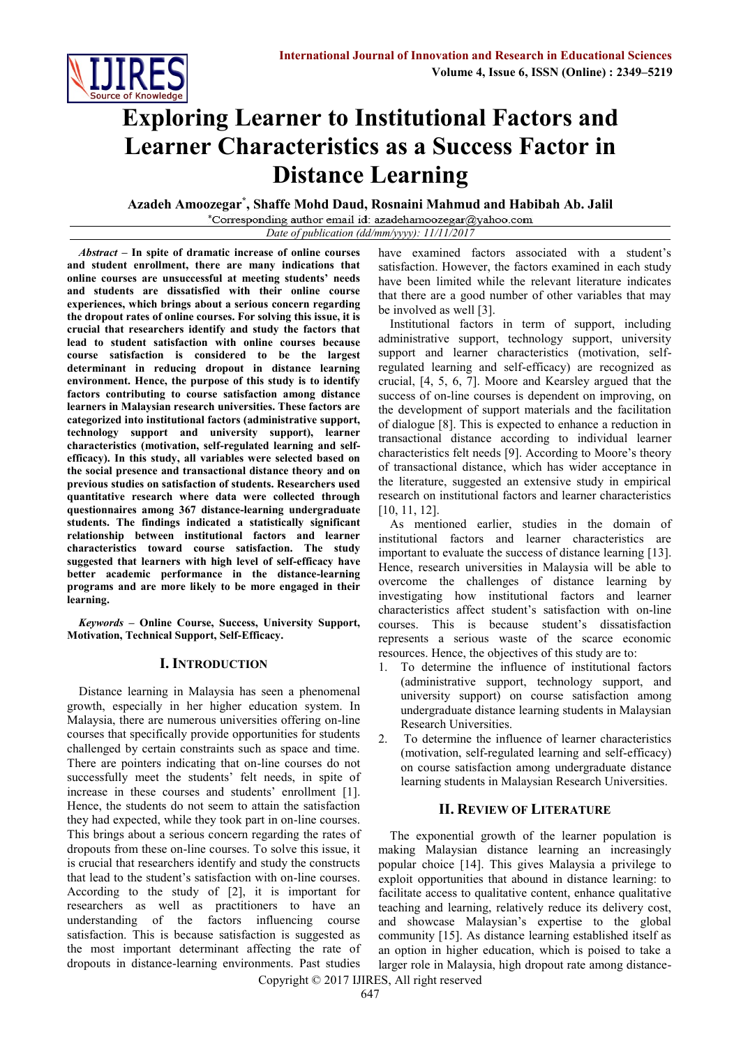# Exploring Learner to Institutional Factors and Learner Characteristics as a Success Factor in Distance Learning

**Azadeh Amoozegar*, Shaffe Mohd Daud, Rosnaini Mahmud and Habibah Ab. Jalil**

*Corresponding author email id: azadehamoozegar@yahoo.com

*Date of publication (dd/mm/yyyy): 11/11/2017*

***Abstract* – In spite of dramatic increase of online courses and student enrollment, there are many indications that online courses are unsuccessful at meeting students' needs and students are dissatisfied with their online course experiences, which brings about a serious concern regarding the dropout rates of online courses. For solving this issue, it is crucial that researchers identify and study the factors that lead to student satisfaction with online courses because course satisfaction is considered to be the largest determinant in reducing dropout in distance learning environment. Hence, the purpose of this study is to identify factors contributing to course satisfaction among distance learners in Malaysian research universities. These factors are categorized into institutional factors (administrative support, technology support and university support), learner characteristics (motivation, self-regulated learning and self-efficacy). In this study, all variables were selected based on the social presence and transactional distance theory and on previous studies on satisfaction of students. Researchers used quantitative research where data were collected through questionnaires among 367 distance-learning undergraduate students. The findings indicated a statistically significant relationship between institutional factors and learner characteristics toward course satisfaction. The study suggested that learners with high level of self-efficacy have better academic performance in the distance-learning programs and are more likely to be more engaged in their learning.**

***Keywords* – Online Course, Success, University Support, Motivation, Technical Support, Self-Efficacy.**

## I. Introduction

Distance learning in Malaysia has seen a phenomenal growth, especially in her higher education system. In Malaysia, there are numerous universities offering on-line courses that specifically provide opportunities for students challenged by certain constraints such as space and time. There are pointers indicating that on-line courses do not successfully meet the students' felt needs, in spite of increase in these courses and students' enrollment [1]. Hence, the students do not seem to attain the satisfaction they had expected, while they took part in on-line courses. This brings about a serious concern regarding the rates of dropouts from these on-line courses. To solve this issue, it is crucial that researchers identify and study the constructs that lead to the student's satisfaction with on-line courses. According to the study of [2], it is important for researchers as well as practitioners to have an understanding of the factors influencing course satisfaction. This is because satisfaction is suggested as the most important determinant affecting the rate of dropouts in distance-learning environments. Past studies have examined factors associated with a student's satisfaction. However, the factors examined in each study have been limited while the relevant literature indicates that there are a good number of other variables that may be involved as well [3].

Institutional factors in term of support, including administrative support, technology support, university support and learner characteristics (motivation, self-regulated learning and self-efficacy) are recognized as crucial, [4, 5, 6, 7]. Moore and Kearsley argued that the success of on-line courses is dependent on improving, on the development of support materials and the facilitation of dialogue [8]. This is expected to enhance a reduction in transactional distance according to individual learner characteristics felt needs [9]. According to Moore's theory of transactional distance, which has wider acceptance in the literature, suggested an extensive study in empirical research on institutional factors and learner characteristics [10, 11, 12].

As mentioned earlier, studies in the domain of institutional factors and learner characteristics are important to evaluate the success of distance learning [13]. Hence, research universities in Malaysia will be able to overcome the challenges of distance learning by investigating how institutional factors and learner characteristics affect student's satisfaction with on-line courses. This is because student's dissatisfaction represents a serious waste of the scarce economic resources. Hence, the objectives of this study are to:

1. To determine the influence of institutional factors (administrative support, technology support, and university support) on course satisfaction among undergraduate distance learning students in Malaysian Research Universities.
2. To determine the influence of learner characteristics (motivation, self-regulated learning and self-efficacy) on course satisfaction among undergraduate distance learning students in Malaysian Research Universities.

## II. Review of Literature

The exponential growth of the learner population is making Malaysian distance learning an increasingly popular choice [14]. This gives Malaysia a privilege to exploit opportunities that abound in distance learning: to facilitate access to qualitative content, enhance qualitative teaching and learning, relatively reduce its delivery cost, and showcase Malaysian's expertise to the global community [15]. As distance learning established itself as an option in higher education, which is poised to take a larger role in Malaysia, high dropout rate among distance-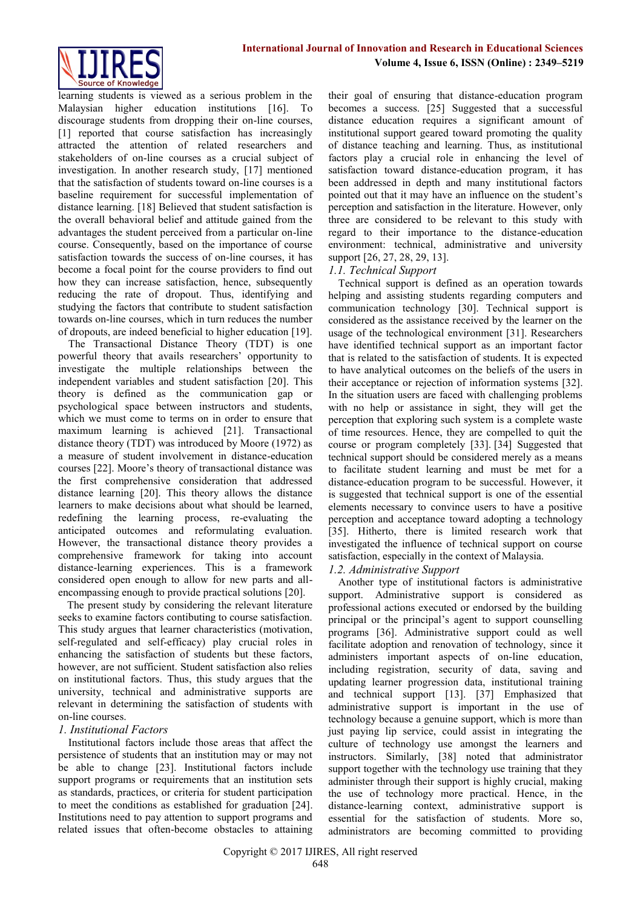learning students is viewed as a serious problem in the Malaysian higher education institutions [16]. To discourage students from dropping their on-line courses, [1] reported that course satisfaction has increasingly attracted the attention of related researchers and stakeholders of on-line courses as a crucial subject of investigation. In another research study, [17] mentioned that the satisfaction of students toward on-line courses is a baseline requirement for successful implementation of distance learning. [18] Believed that student satisfaction is the overall behavioral belief and attitude gained from the advantages the student perceived from a particular on-line course. Consequently, based on the importance of course satisfaction towards the success of on-line courses, it has become a focal point for the course providers to find out how they can increase satisfaction, hence, subsequently reducing the rate of dropout. Thus, identifying and studying the factors that contribute to student satisfaction towards on-line courses, which in turn reduces the number of dropouts, are indeed beneficial to higher education [19].

The Transactional Distance Theory (TDT) is one powerful theory that avails researchers' opportunity to investigate the multiple relationships between the independent variables and student satisfaction [20]. This theory is defined as the communication gap or psychological space between instructors and students, which we must come to terms on in order to ensure that maximum learning is achieved [21]. Transactional distance theory (TDT) was introduced by Moore (1972) as a measure of student involvement in distance-education courses [22]. Moore's theory of transactional distance was the first comprehensive consideration that addressed distance learning [20]. This theory allows the distance learners to make decisions about what should be learned, redefining the learning process, re-evaluating the anticipated outcomes and reformulating evaluation. However, the transactional distance theory provides a comprehensive framework for taking into account distance-learning experiences. This is a framework considered open enough to allow for new parts and all-encompassing enough to provide practical solutions [20].

The present study by considering the relevant literature seeks to examine factors contibuting to course satisfaction. This study argues that learner characteristics (motivation, self-regulated and self-efficacy) play crucial roles in enhancing the satisfaction of students but these factors, however, are not sufficient. Student satisfaction also relies on institutional factors. Thus, this study argues that the university, technical and administrative supports are relevant in determining the satisfaction of students with on-line courses.

## *1. Institutional Factors*

Institutional factors include those areas that affect the persistence of students that an institution may or may not be able to change [23]. Institutional factors include support programs or requirements that an institution sets as standards, practices, or criteria for student participation to meet the conditions as established for graduation [24]. Institutions need to pay attention to support programs and related issues that often-become obstacles to attaining their goal of ensuring that distance-education program becomes a success. [25] Suggested that a successful distance education requires a significant amount of institutional support geared toward promoting the quality of distance teaching and learning. Thus, as institutional factors play a crucial role in enhancing the level of satisfaction toward distance-education program, it has been addressed in depth and many institutional factors pointed out that it may have an influence on the student's perception and satisfaction in the literature. However, only three are considered to be relevant to this study with regard to their importance to the distance-education environment: technical, administrative and university support [26, 27, 28, 29, 13].

### *1.1. Technical Support*

Technical support is defined as an operation towards helping and assisting students regarding computers and communication technology [30]. Technical support is considered as the assistance received by the learner on the usage of the technological environment [31]. Researchers have identified technical support as an important factor that is related to the satisfaction of students. It is expected to have analytical outcomes on the beliefs of the users in their acceptance or rejection of information systems [32]. In the situation users are faced with challenging problems with no help or assistance in sight, they will get the perception that exploring such system is a complete waste of time resources. Hence, they are compelled to quit the course or program completely [33]. [34] Suggested that technical support should be considered merely as a means to facilitate student learning and must be met for a distance-education program to be successful. However, it is suggested that technical support is one of the essential elements necessary to convince users to have a positive perception and acceptance toward adopting a technology [35]. Hitherto, there is limited research work that investigated the influence of technical support on course satisfaction, especially in the context of Malaysia.

### *1.2. Administrative Support*

Another type of institutional factors is administrative support. Administrative support is considered as professional actions executed or endorsed by the building principal or the principal's agent to support counselling programs [36]. Administrative support could as well facilitate adoption and renovation of technology, since it administers important aspects of on-line education, including registration, security of data, saving and updating learner progression data, institutional training and technical support [13]. [37] Emphasized that administrative support is important in the use of technology because a genuine support, which is more than just paying lip service, could assist in integrating the culture of technology use amongst the learners and instructors. Similarly, [38] noted that administrator support together with the technology use training that they administer through their support is highly crucial, making the use of technology more practical. Hence, in the distance-learning context, administrative support is essential for the satisfaction of students. More so, administrators are becoming committed to providing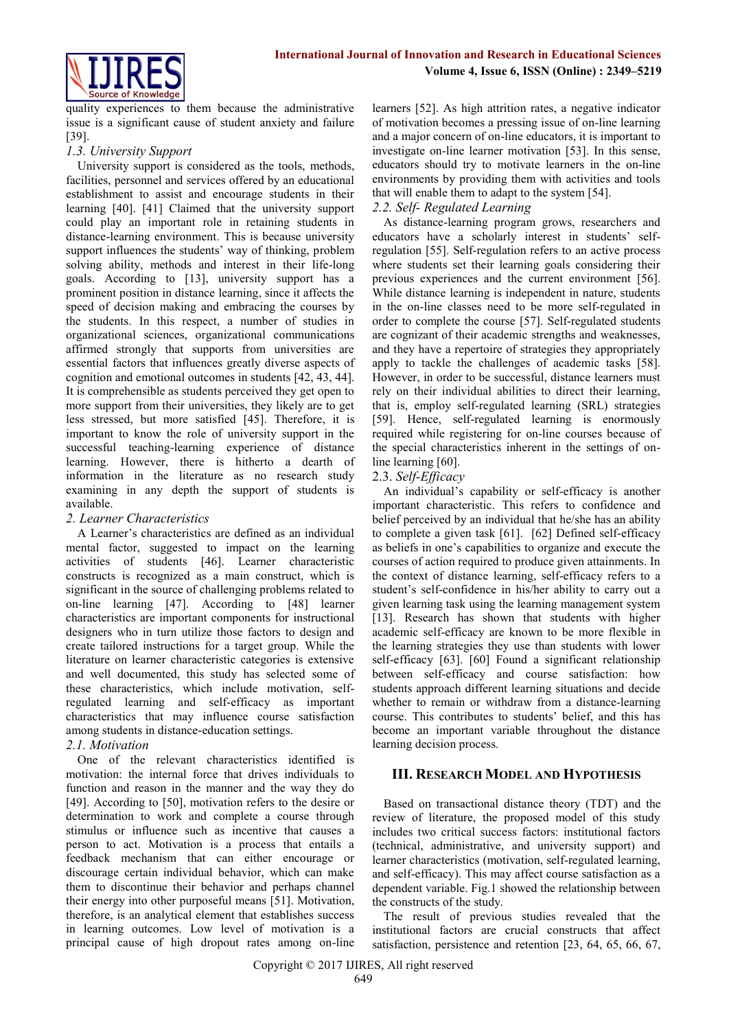quality experiences to them because the administrative issue is a significant cause of student anxiety and failure [39].

### 1.3. University Support

University support is considered as the tools, methods, facilities, personnel and services offered by an educational establishment to assist and encourage students in their learning [40]. [41] Claimed that the university support could play an important role in retaining students in distance-learning environment. This is because university support influences the students' way of thinking, problem solving ability, methods and interest in their life-long goals. According to [13], university support has a prominent position in distance learning, since it affects the speed of decision making and embracing the courses by the students. In this respect, a number of studies in organizational sciences, organizational communications affirmed strongly that supports from universities are essential factors that influences greatly diverse aspects of cognition and emotional outcomes in students [42, 43, 44]. It is comprehensible as students perceived they get open to more support from their universities, they likely are to get less stressed, but more satisfied [45]. Therefore, it is important to know the role of university support in the successful teaching-learning experience of distance learning. However, there is hitherto a dearth of information in the literature as no research study examining in any depth the support of students is available.

## 2. Learner Characteristics

A Learner's characteristics are defined as an individual mental factor, suggested to impact on the learning activities of students [46]. Learner characteristic constructs is recognized as a main construct, which is significant in the source of challenging problems related to on-line learning [47]. According to [48] learner characteristics are important components for instructional designers who in turn utilize those factors to design and create tailored instructions for a target group. While the literature on learner characteristic categories is extensive and well documented, this study has selected some of these characteristics, which include motivation, self-regulated learning and self-efficacy as important characteristics that may influence course satisfaction among students in distance-education settings.

### 2.1. Motivation

One of the relevant characteristics identified is motivation: the internal force that drives individuals to function and reason in the manner and the way they do [49]. According to [50], motivation refers to the desire or determination to work and complete a course through stimulus or influence such as incentive that causes a person to act. Motivation is a process that entails a feedback mechanism that can either encourage or discourage certain individual behavior, which can make them to discontinue their behavior and perhaps channel their energy into other purposeful means [51]. Motivation, therefore, is an analytical element that establishes success in learning outcomes. Low level of motivation is a principal cause of high dropout rates among on-line learners [52]. As high attrition rates, a negative indicator of motivation becomes a pressing issue of on-line learning and a major concern of on-line educators, it is important to investigate on-line learner motivation [53]. In this sense, educators should try to motivate learners in the on-line environments by providing them with activities and tools that will enable them to adapt to the system [54].

### 2.2. Self- Regulated Learning

As distance-learning program grows, researchers and educators have a scholarly interest in students' self-regulation [55]. Self-regulation refers to an active process where students set their learning goals considering their previous experiences and the current environment [56]. While distance learning is independent in nature, students in the on-line classes need to be more self-regulated in order to complete the course [57]. Self-regulated students are cognizant of their academic strengths and weaknesses, and they have a repertoire of strategies they appropriately apply to tackle the challenges of academic tasks [58]. However, in order to be successful, distance learners must rely on their individual abilities to direct their learning, that is, employ self-regulated learning (SRL) strategies [59]. Hence, self-regulated learning is enormously required while registering for on-line courses because of the special characteristics inherent in the settings of on-line learning [60].

### 2.3. *Self-Efficacy*

An individual's capability or self-efficacy is another important characteristic. This refers to confidence and belief perceived by an individual that he/she has an ability to complete a given task [61]. [62] Defined self-efficacy as beliefs in one's capabilities to organize and execute the courses of action required to produce given attainments. In the context of distance learning, self-efficacy refers to a student's self-confidence in his/her ability to carry out a given learning task using the learning management system [13]. Research has shown that students with higher academic self-efficacy are known to be more flexible in the learning strategies they use than students with lower self-efficacy [63]. [60] Found a significant relationship between self-efficacy and course satisfaction: how students approach different learning situations and decide whether to remain or withdraw from a distance-learning course. This contributes to students' belief, and this has become an important variable throughout the distance learning decision process.

# III. Research Model and Hypothesis

Based on transactional distance theory (TDT) and the review of literature, the proposed model of this study includes two critical success factors: institutional factors (technical, administrative, and university support) and learner characteristics (motivation, self-regulated learning, and self-efficacy). This may affect course satisfaction as a dependent variable. Fig.1 showed the relationship between the constructs of the study.

The result of previous studies revealed that the institutional factors are crucial constructs that affect satisfaction, persistence and retention [23, 64, 65, 66, 67,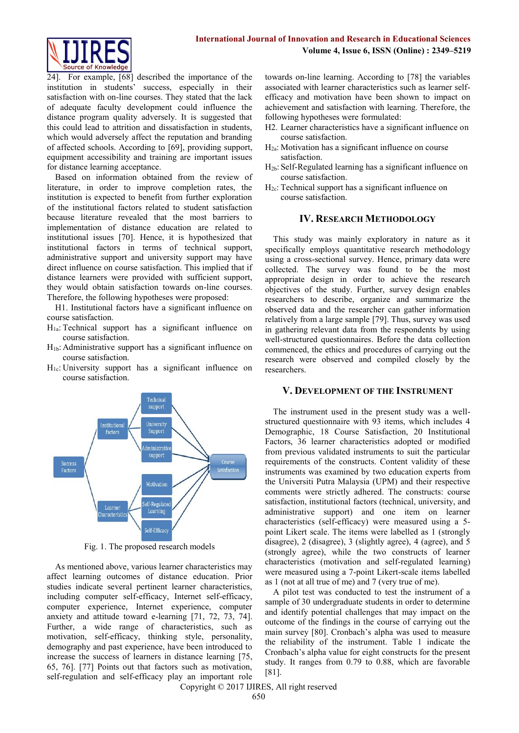24]. For example, [68] described the importance of the institution in students' success, especially in their satisfaction with on-line courses. They stated that the lack of adequate faculty development could influence the distance program quality adversely. It is suggested that this could lead to attrition and dissatisfaction in students, which would adversely affect the reputation and branding of affected schools. According to [69], providing support, equipment accessibility and training are important issues for distance learning acceptance.

Based on information obtained from the review of literature, in order to improve completion rates, the institution is expected to benefit from further exploration of the institutional factors related to student satisfaction because literature revealed that the most barriers to implementation of distance education are related to institutional issues [70]. Hence, it is hypothesized that institutional factors in terms of technical support, administrative support and university support may have direct influence on course satisfaction. This implied that if distance learners were provided with sufficient support, they would obtain satisfaction towards on-line courses. Therefore, the following hypotheses were proposed:

H1. Institutional factors have a significant influence on course satisfaction.

$H_{1a}$: Technical support has a significant influence on course satisfaction.

$H_{1b}$: Administrative support has a significant influence on course satisfaction.

$H_{1c}$: University support has a significant influence on course satisfaction.

Fig. 1. The proposed research models

As mentioned above, various learner characteristics may affect learning outcomes of distance education. Prior studies indicate several pertinent learner characteristics, including computer self-efficacy, Internet self-efficacy, computer experience, Internet experience, computer anxiety and attitude toward e-learning [71, 72, 73, 74]. Further, a wide range of characteristics, such as motivation, self-efficacy, thinking style, personality, demography and past experience, have been introduced to increase the success of learners in distance learning [75, 65, 76]. [77] Points out that factors such as motivation, self-regulation and self-efficacy play an important role towards on-line learning. According to [78] the variables associated with learner characteristics such as learner self-efficacy and motivation have been shown to impact on achievement and satisfaction with learning. Therefore, the following hypotheses were formulated:

H2. Learner characteristics have a significant influence on course satisfaction.

$H_{2a}$: Motivation has a significant influence on course satisfaction.

$H_{2b}$: Self-Regulated learning has a significant influence on course satisfaction.

$H_{2c}$: Technical support has a significant influence on course satisfaction.

## IV. Research Methodology

This study was mainly exploratory in nature as it specifically employs quantitative research methodology using a cross-sectional survey. Hence, primary data were collected. The survey was found to be the most appropriate design in order to achieve the research objectives of the study. Further, survey design enables researchers to describe, organize and summarize the observed data and the researcher can gather information relatively from a large sample [79]. Thus, survey was used in gathering relevant data from the respondents by using well-structured questionnaires. Before the data collection commenced, the ethics and procedures of carrying out the research were observed and compiled closely by the researchers.

## V. Development of the Instrument

The instrument used in the present study was a well-structured questionnaire with 93 items, which includes 4 Demographic, 18 Course Satisfaction, 20 Institutional Factors, 36 learner characteristics adopted or modified from previous validated instruments to suit the particular requirements of the constructs. Content validity of these instruments was examined by two education experts from the Universiti Putra Malaysia (UPM) and their respective comments were strictly adhered. The constructs: course satisfaction, institutional factors (technical, university, and administrative support) and one item on learner characteristics (self-efficacy) were measured using a 5-point Likert scale. The items were labelled as 1 (strongly disagree), 2 (disagree), 3 (slightly agree), 4 (agree), and 5 (strongly agree), while the two constructs of learner characteristics (motivation and self-regulated learning) were measured using a 7-point Likert-scale items labelled as 1 (not at all true of me) and 7 (very true of me).

A pilot test was conducted to test the instrument of a sample of 30 undergraduate students in order to determine and identify potential challenges that may impact on the outcome of the findings in the course of carrying out the main survey [80]. Cronbach's alpha was used to measure the reliability of the instrument. Table 1 indicate the Cronbach's alpha value for eight constructs for the present study. It ranges from 0.79 to 0.88, which are favorable [81].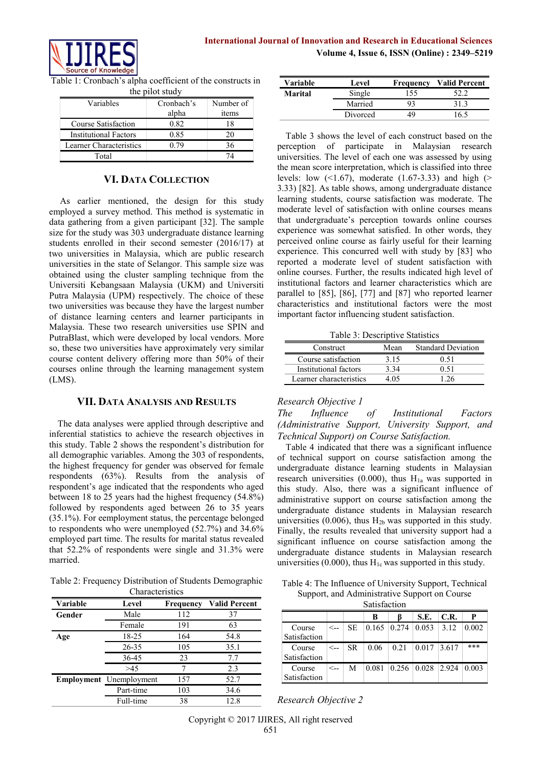Table 1: Cronbach's alpha coefficient of the constructs in the pilot study

| Variables | Cronbach's alpha | Number of items |
|---|---|---|
| Course Satisfaction | 0.82 | 18 |
| Institutional Factors | 0.85 | 20 |
| Learner Characteristics | 0.79 | 36 |
| Total | | 74 |

## VI. DATA COLLECTION

As earlier mentioned, the design for this study employed a survey method. This method is systematic in data gathering from a given participant [32]. The sample size for the study was 303 undergraduate distance learning students enrolled in their second semester (2016/17) at two universities in Malaysia, which are public research universities in the state of Selangor. This sample size was obtained using the cluster sampling technique from the Universiti Kebangsaan Malaysia (UKM) and Universiti Putra Malaysia (UPM) respectively. The choice of these two universities was because they have the largest number of distance learning centers and learner participants in Malaysia. These two research universities use SPIN and PutraBlast, which were developed by local vendors. More so, these two universities have approximately very similar course content delivery offering more than 50% of their courses online through the learning management system (LMS).

## VII. DATA ANALYSIS AND RESULTS

The data analyses were applied through descriptive and inferential statistics to achieve the research objectives in this study. Table 2 shows the respondent's distribution for all demographic variables. Among the 303 of respondents, the highest frequency for gender was observed for female respondents (63%). Results from the analysis of respondent's age indicated that the respondents who aged between 18 to 25 years had the highest frequency (54.8%) followed by respondents aged between 26 to 35 years (35.1%). For eemployment status, the percentage belonged to respondents who were unemployed (52.7%) and 34.6% employed part time. The results for marital status revealed that 52.2% of respondents were single and 31.3% were married.

Table 2: Frequency Distribution of Students Demographic Characteristics

| Variable | Level | Frequency | Valid Percent |
|---|---|---|---|
| **Gender** | Male | 112 | 37 |
| | Female | 191 | 63 |
| **Age** | 18-25 | 164 | 54.8 |
| | 26-35 | 105 | 35.1 |
| | 36-45 | 23 | 7.7 |
| | >45 | 7 | 2.3 |
| **Employment** | Unemployment | 157 | 52.7 |
| | Part-time | 103 | 34.6 |
| | Full-time | 38 | 12.8 |
| **Marital** | Single | 155 | 52.2 |
| | Married | 93 | 31.3 |
| | Divorced | 49 | 16.5 |

Table 3 shows the level of each construct based on the perception of participate in Malaysian research universities. The level of each one was assessed by using the mean score interpretation, which is classified into three levels: low (<1.67), moderate (1.67-3.33) and high (> 3.33) [82]. As table shows, among undergraduate distance learning students, course satisfaction was moderate. The moderate level of satisfaction with online courses means that undergraduate's perception towards online courses experience was somewhat satisfied. In other words, they perceived online course as fairly useful for their learning experience. This concurred well with study by [83] who reported a moderate level of student satisfaction with online courses. Further, the results indicated high level of institutional factors and learner characteristics which are parallel to [85], [86], [77] and [87] who reported learner characteristics and institutional factors were the most important factor influencing student satisfaction.

Table 3: Descriptive Statistics

| Construct | Mean | Standard Deviation |
|---|---|---|
| Course satisfaction | 3.15 | 0.51 |
| Institutional factors | 3.34 | 0.51 |
| Learner characteristics | 4.05 | 1.26 |

*Research Objective 1*

*The Influence of Institutional Factors (Administrative Support, University Support, and Technical Support) on Course Satisfaction.*

Table 4 indicated that there was a significant influence of technical support on course satisfaction among the undergraduate distance learning students in Malaysian research universities (0.000), thus $H_{1a}$ was supported in this study. Also, there was a significant influence of administrative support on course satisfaction among the undergraduate distance students in Malaysian research universities (0.006), thus $H_{2b}$ was supported in this study. Finally, the results revealed that university support had a significant influence on course satisfaction among the undergraduate distance students in Malaysian research universities (0.000), thus $H_{1c}$ was supported in this study.

Table 4: The Influence of University Support, Technical Support, and Administrative Support on Course Satisfaction

| | | | B | β | S.E. | C.R. | P |
|---|---|---|---|---|---|---|---|
| Course Satisfaction | <-- | SE | 0.165 | 0.274 | 0.053 | 3.12 | 0.002 |
| Course Satisfaction | <-- | SR | 0.06 | 0.21 | 0.017 | 3.617 | *** |
| Course Satisfaction | <-- | M | 0.081 | 0.256 | 0.028 | 2.924 | 0.003 |

*Research Objective 2*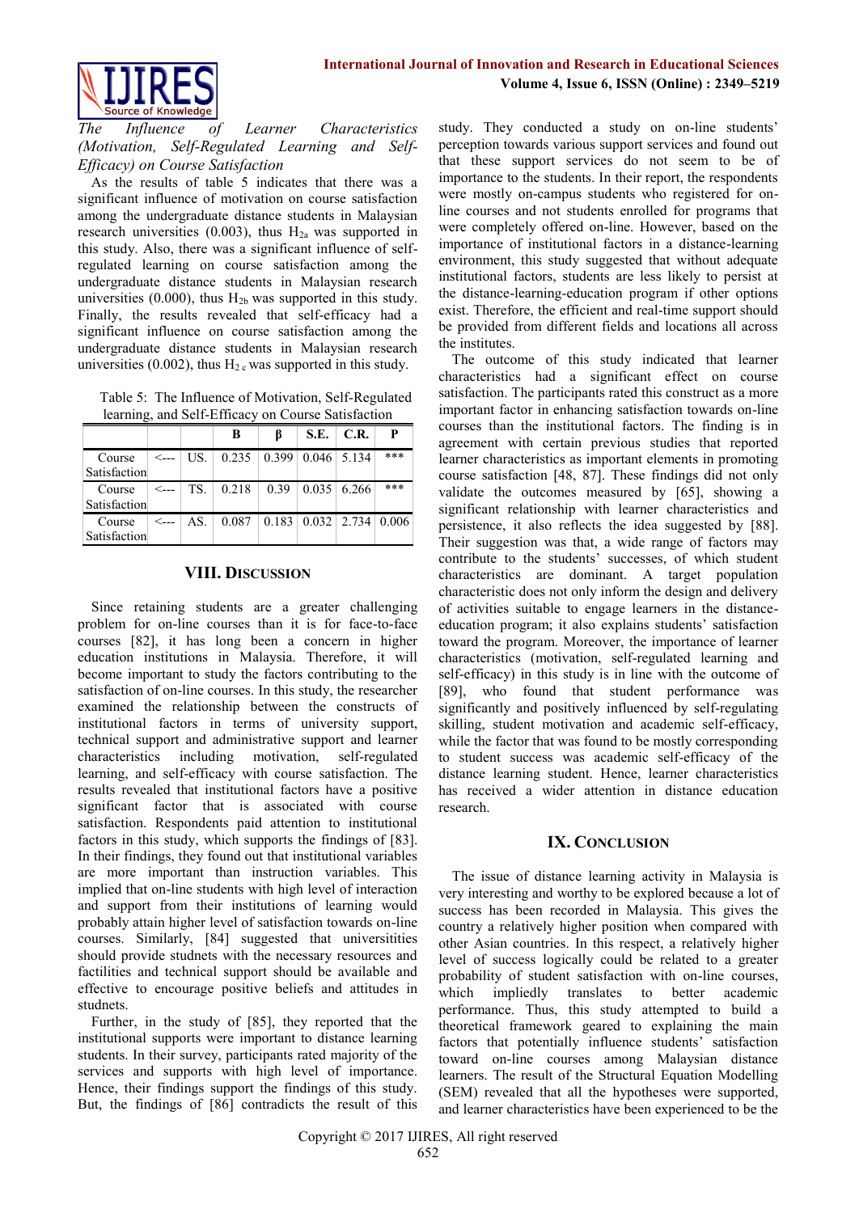*The Influence of Learner Characteristics (Motivation, Self-Regulated Learning and Self-Efficacy) on Course Satisfaction*

As the results of table 5 indicates that there was a significant influence of motivation on course satisfaction among the undergraduate distance students in Malaysian research universities (0.003), thus $H_{2a}$ was supported in this study. Also, there was a significant influence of self-regulated learning on course satisfaction among the undergraduate distance students in Malaysian research universities (0.000), thus $H_{2b}$ was supported in this study. Finally, the results revealed that self-efficacy had a significant influence on course satisfaction among the undergraduate distance students in Malaysian research universities (0.002), thus $H_{2c}$ was supported in this study.

Table 5: The Influence of Motivation, Self-Regulated learning, and Self-Efficacy on Course Satisfaction

| | | | B | β | S.E. | C.R. | P |
|---|---|---|---|---|---|---|---|
| Course Satisfaction | <--- | US. | 0.235 | 0.399 | 0.046 | 5.134 | *** |
| Course Satisfaction | <--- | TS. | 0.218 | 0.39 | 0.035 | 6.266 | *** |
| Course Satisfaction | <--- | AS. | 0.087 | 0.183 | 0.032 | 2.734 | 0.006 |

## VIII. Discussion

Since retaining students are a greater challenging problem for on-line courses than it is for face-to-face courses [82], it has long been a concern in higher education institutions in Malaysia. Therefore, it will become important to study the factors contributing to the satisfaction of on-line courses. In this study, the researcher examined the relationship between the constructs of institutional factors in terms of university support, technical support and administrative support and learner characteristics including motivation, self-regulated learning, and self-efficacy with course satisfaction. The results revealed that institutional factors have a positive significant factor that is associated with course satisfaction. Respondents paid attention to institutional factors in this study, which supports the findings of [83]. In their findings, they found out that institutional variables are more important than instruction variables. This implied that on-line students with high level of interaction and support from their institutions of learning would probably attain higher level of satisfaction towards on-line courses. Similarly, [84] suggested that universitities should provide studnets with the necessary resources and factilities and technical support should be available and effective to encourage positive beliefs and attitudes in studnets.

Further, in the study of [85], they reported that the institutional supports were important to distance learning students. In their survey, participants rated majority of the services and supports with high level of importance. Hence, their findings support the findings of this study. But, the findings of [86] contradicts the result of this study. They conducted a study on on-line students' perception towards various support services and found out that these support services do not seem to be of importance to the students. In their report, the respondents were mostly on-campus students who registered for on-line courses and not students enrolled for programs that were completely offered on-line. However, based on the importance of institutional factors in a distance-learning environment, this study suggested that without adequate institutional factors, students are less likely to persist at the distance-learning-education program if other options exist. Therefore, the efficient and real-time support should be provided from different fields and locations all across the institutes.

The outcome of this study indicated that learner characteristics had a significant effect on course satisfaction. The participants rated this construct as a more important factor in enhancing satisfaction towards on-line courses than the institutional factors. The finding is in agreement with certain previous studies that reported learner characteristics as important elements in promoting course satisfaction [48, 87]. These findings did not only validate the outcomes measured by [65], showing a significant relationship with learner characteristics and persistence, it also reflects the idea suggested by [88]. Their suggestion was that, a wide range of factors may contribute to the students' successes, of which student characteristics are dominant. A target population characteristic does not only inform the design and delivery of activities suitable to engage learners in the distance-education program; it also explains students' satisfaction toward the program. Moreover, the importance of learner characteristics (motivation, self-regulated learning and self-efficacy) in this study is in line with the outcome of [89], who found that student performance was significantly and positively influenced by self-regulating skilling, student motivation and academic self-efficacy, while the factor that was found to be mostly corresponding to student success was academic self-efficacy of the distance learning student. Hence, learner characteristics has received a wider attention in distance education research.

## IX. Conclusion

The issue of distance learning activity in Malaysia is very interesting and worthy to be explored because a lot of success has been recorded in Malaysia. This gives the country a relatively higher position when compared with other Asian countries. In this respect, a relatively higher level of success logically could be related to a greater probability of student satisfaction with on-line courses, which impliedly translates to better academic performance. Thus, this study attempted to build a theoretical framework geared to explaining the main factors that potentially influence students' satisfaction toward on-line courses among Malaysian distance learners. The result of the Structural Equation Modelling (SEM) revealed that all the hypotheses were supported, and learner characteristics have been experienced to be the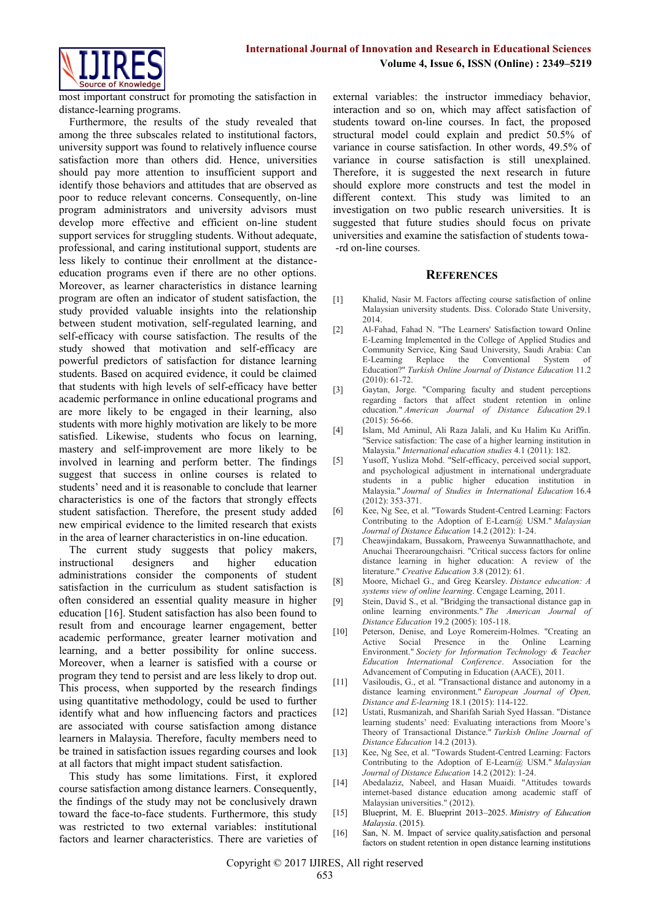most important construct for promoting the satisfaction in distance-learning programs.

Furthermore, the results of the study revealed that among the three subscales related to institutional factors, university support was found to relatively influence course satisfaction more than others did. Hence, universities should pay more attention to insufficient support and identify those behaviors and attitudes that are observed as poor to reduce relevant concerns. Consequently, on-line program administrators and university advisors must develop more effective and efficient on-line student support services for struggling students. Without adequate, professional, and caring institutional support, students are less likely to continue their enrollment at the distance-education programs even if there are no other options. Moreover, as learner characteristics in distance learning program are often an indicator of student satisfaction, the study provided valuable insights into the relationship between student motivation, self-regulated learning, and self-efficacy with course satisfaction. The results of the study showed that motivation and self-efficacy are powerful predictors of satisfaction for distance learning students. Based on acquired evidence, it could be claimed that students with high levels of self-efficacy have better academic performance in online educational programs and are more likely to be engaged in their learning, also students with more highly motivation are likely to be more satisfied. Likewise, students who focus on learning, mastery and self-improvement are more likely to be involved in learning and perform better. The findings suggest that success in online courses is related to students' need and it is reasonable to conclude that learner characteristics is one of the factors that strongly effects student satisfaction. Therefore, the present study added new empirical evidence to the limited research that exists in the area of learner characteristics in on-line education.

The current study suggests that policy makers, instructional designers and higher education administrations consider the components of student satisfaction in the curriculum as student satisfaction is often considered an essential quality measure in higher education [16]. Student satisfaction has also been found to result from and encourage learner engagement, better academic performance, greater learner motivation and learning, and a better possibility for online success. Moreover, when a learner is satisfied with a course or program they tend to persist and are less likely to drop out. This process, when supported by the research findings using quantitative methodology, could be used to further identify what and how influencing factors and practices are associated with course satisfaction among distance learners in Malaysia. Therefore, faculty members need to be trained in satisfaction issues regarding courses and look at all factors that might impact student satisfaction.

This study has some limitations. First, it explored course satisfaction among distance learners. Consequently, the findings of the study may not be conclusively drawn toward the face-to-face students. Furthermore, this study was restricted to two external variables: institutional factors and learner characteristics. There are varieties of external variables: the instructor immediacy behavior, interaction and so on, which may affect satisfaction of students toward on-line courses. In fact, the proposed structural model could explain and predict 50.5% of variance in course satisfaction. In other words, 49.5% of variance in course satisfaction is still unexplained. Therefore, it is suggested the next research in future should explore more constructs and test the model in different context. This study was limited to an investigation on two public research universities. It is suggested that future studies should focus on private universities and examine the satisfaction of students toward on-line courses.

## References

[1] Khalid, Nasir M. Factors affecting course satisfaction of online Malaysian university students. Diss. Colorado State University, 2014.

[2] Al-Fahad, Fahad N. "The Learners' Satisfaction toward Online E-Learning Implemented in the College of Applied Studies and Community Service, King Saud University, Saudi Arabia: Can E-Learning Replace the Conventional System of Education?" *Turkish Online Journal of Distance Education* 11.2 (2010): 61-72.

[3] Gaytan, Jorge. "Comparing faculty and student perceptions regarding factors that affect student retention in online education." *American Journal of Distance Education* 29.1 (2015): 56-66.

[4] Islam, Md Aminul, Ali Raza Jalali, and Ku Halim Ku Ariffin. "Service satisfaction: The case of a higher learning institution in Malaysia." *International education studies* 4.1 (2011): 182.

[5] Yusoff, Yusliza Mohd. "Self-efficacy, perceived social support, and psychological adjustment in international undergraduate students in a public higher education institution in Malaysia." *Journal of Studies in International Education* 16.4 (2012): 353-371.

[6] Kee, Ng See, et al. "Towards Student-Centred Learning: Factors Contributing to the Adoption of E-Learn@ USM." *Malaysian Journal of Distance Education* 14.2 (2012): 1-24.

[7] Cheawjindakarn, Bussakorn, Praweenya Suwannatthachote, and Anuchai Theeraroungchaisri. "Critical success factors for online distance learning in higher education: A review of the literature." *Creative Education* 3.8 (2012): 61.

[8] Moore, Michael G., and Greg Kearsley. *Distance education: A systems view of online learning*. Cengage Learning, 2011.

[9] Stein, David S., et al. "Bridging the transactional distance gap in online learning environments." *The American Journal of Distance Education* 19.2 (2005): 105-118.

[10] Peterson, Denise, and Loye Romereim-Holmes. "Creating an Active Social Presence in the Online Learning Environment." *Society for Information Technology & Teacher Education International Conference*. Association for the Advancement of Computing in Education (AACE), 2011.

[11] Vasiloudis, G., et al. "Transactional distance and autonomy in a distance learning environment." *European Journal of Open, Distance and E-learning* 18.1 (2015): 114-122.

[12] Ustati, Rusmanizah, and Sharifah Sariah Syed Hassan. "Distance learning students' need: Evaluating interactions from Moore's Theory of Transactional Distance." *Turkish Online Journal of Distance Education* 14.2 (2013).

[13] Kee, Ng See, et al. "Towards Student-Centred Learning: Factors Contributing to the Adoption of E-Learn@ USM." *Malaysian Journal of Distance Education* 14.2 (2012): 1-24.

[14] Abedalaziz, Nabeel, and Hasan Muaidi. "Attitudes towards internet-based distance education among academic staff of Malaysian universities." (2012).

[15] Blueprint, M. E. Blueprint 2013–2025. *Ministry of Education Malaysia*. (2015).

[16] San, N. M. Impact of service quality,satisfaction and personal factors on student retention in open distance learning institutions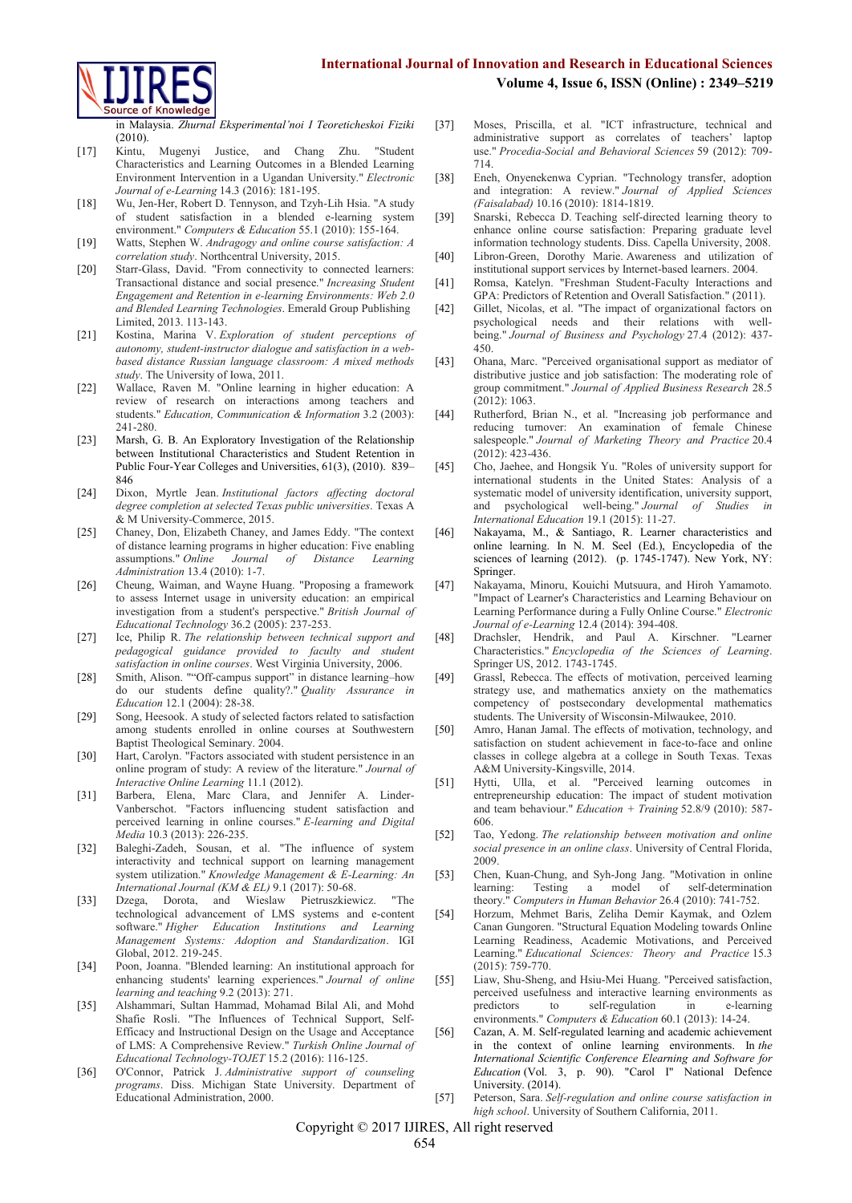in Malaysia. *Zhurnal Eksperimental'noi I Teoreticheskoi Fiziki* (2010).

[17] Kintu, Mugenyi Justice, and Chang Zhu. "Student Characteristics and Learning Outcomes in a Blended Learning Environment Intervention in a Ugandan University." *Electronic Journal of e-Learning* 14.3 (2016): 181-195.

[18] Wu, Jen-Her, Robert D. Tennyson, and Tzyh-Lih Hsia. "A study of student satisfaction in a blended e-learning system environment." *Computers & Education* 55.1 (2010): 155-164.

[19] Watts, Stephen W. *Andragogy and online course satisfaction: A correlation study*. Northcentral University, 2015.

[20] Starr-Glass, David. "From connectivity to connected learners: Transactional distance and social presence." *Increasing Student Engagement and Retention in e-learning Environments: Web 2.0 and Blended Learning Technologies*. Emerald Group Publishing Limited, 2013. 113-143.

[21] Kostina, Marina V. *Exploration of student perceptions of autonomy, student-instructor dialogue and satisfaction in a web-based distance Russian language classroom: A mixed methods study*. The University of Iowa, 2011.

[22] Wallace, Raven M. "Online learning in higher education: A review of research on interactions among teachers and students." *Education, Communication & Information* 3.2 (2003): 241-280.

[23] Marsh, G. B. An Exploratory Investigation of the Relationship between Institutional Characteristics and Student Retention in Public Four-Year Colleges and Universities, 61(3), (2010). 839–846

[24] Dixon, Myrtle Jean. *Institutional factors affecting doctoral degree completion at selected Texas public universities*. Texas A & M University-Commerce, 2015.

[25] Chaney, Don, Elizabeth Chaney, and James Eddy. "The context of distance learning programs in higher education: Five enabling assumptions." *Online Journal of Distance Learning Administration* 13.4 (2010): 1-7.

[26] Cheung, Waiman, and Wayne Huang. "Proposing a framework to assess Internet usage in university education: an empirical investigation from a student's perspective." *British Journal of Educational Technology* 36.2 (2005): 237-253.

[27] Ice, Philip R. *The relationship between technical support and pedagogical guidance provided to faculty and student satisfaction in online courses*. West Virginia University, 2006.

[28] Smith, Alison. ""Off-campus support" in distance learning–how do our students define quality?." *Quality Assurance in Education* 12.1 (2004): 28-38.

[29] Song, Heesook. A study of selected factors related to satisfaction among students enrolled in online courses at Southwestern Baptist Theological Seminary. 2004.

[30] Hart, Carolyn. "Factors associated with student persistence in an online program of study: A review of the literature." *Journal of Interactive Online Learning* 11.1 (2012).

[31] Barbera, Elena, Marc Clara, and Jennifer A. Linder-Vanberschot. "Factors influencing student satisfaction and perceived learning in online courses." *E-learning and Digital Media* 10.3 (2013): 226-235.

[32] Baleghi-Zadeh, Sousan, et al. "The influence of system interactivity and technical support on learning management system utilization." *Knowledge Management & E-Learning: An International Journal (KM & EL)* 9.1 (2017): 50-68.

[33] Dzega, Dorota, and Wieslaw Pietruszkiewicz. "The technological advancement of LMS systems and e-content software." *Higher Education Institutions and Learning Management Systems: Adoption and Standardization*. IGI Global, 2012. 219-245.

[34] Poon, Joanna. "Blended learning: An institutional approach for enhancing students' learning experiences." *Journal of online learning and teaching* 9.2 (2013): 271.

[35] Alshammari, Sultan Hammad, Mohamad Bilal Ali, and Mohd Shafie Rosli. "The Influences of Technical Support, Self-Efficacy and Instructional Design on the Usage and Acceptance of LMS: A Comprehensive Review." *Turkish Online Journal of Educational Technology-TOJET* 15.2 (2016): 116-125.

[36] O'Connor, Patrick J. *Administrative support of counseling programs*. Diss. Michigan State University. Department of Educational Administration, 2000.

[37] Moses, Priscilla, et al. "ICT infrastructure, technical and administrative support as correlates of teachers' laptop use." *Procedia-Social and Behavioral Sciences* 59 (2012): 709-714.

[38] Eneh, Onyenekenwa Cyprian. "Technology transfer, adoption and integration: A review." *Journal of Applied Sciences (Faisalabad)* 10.16 (2010): 1814-1819.

[39] Snarski, Rebecca D. Teaching self-directed learning theory to enhance online course satisfaction: Preparing graduate level information technology students. Diss. Capella University, 2008.

[40] Libron-Green, Dorothy Marie. Awareness and utilization of institutional support services by Internet-based learners. 2004.

[41] Romsa, Katelyn. "Freshman Student-Faculty Interactions and GPA: Predictors of Retention and Overall Satisfaction." (2011).

[42] Gillet, Nicolas, et al. "The impact of organizational factors on psychological needs and their relations with well-being." *Journal of Business and Psychology* 27.4 (2012): 437-450.

[43] Ohana, Marc. "Perceived organisational support as mediator of distributive justice and job satisfaction: The moderating role of group commitment." *Journal of Applied Business Research* 28.5 (2012): 1063.

[44] Rutherford, Brian N., et al. "Increasing job performance and reducing turnover: An examination of female Chinese salespeople." *Journal of Marketing Theory and Practice* 20.4 (2012): 423-436.

[45] Cho, Jaehee, and Hongsik Yu. "Roles of university support for international students in the United States: Analysis of a systematic model of university identification, university support, and psychological well-being." *Journal of Studies in International Education* 19.1 (2015): 11-27.

[46] Nakayama, M., & Santiago, R. Learner characteristics and online learning. In N. M. Seel (Ed.), Encyclopedia of the sciences of learning (2012). (p. 1745-1747). New York, NY: Springer.

[47] Nakayama, Minoru, Kouichi Mutsuura, and Hiroh Yamamoto. "Impact of Learner's Characteristics and Learning Behaviour on Learning Performance during a Fully Online Course." *Electronic Journal of e-Learning* 12.4 (2014): 394-408.

[48] Drachsler, Hendrik, and Paul A. Kirschner. "Learner Characteristics." *Encyclopedia of the Sciences of Learning*. Springer US, 2012. 1743-1745.

[49] Grassl, Rebecca. The effects of motivation, perceived learning strategy use, and mathematics anxiety on the mathematics competency of postsecondary developmental mathematics students. The University of Wisconsin-Milwaukee, 2010.

[50] Amro, Hanan Jamal. The effects of motivation, technology, and satisfaction on student achievement in face-to-face and online classes in college algebra at a college in South Texas. Texas A&M University-Kingsville, 2014.

[51] Hytti, Ulla, et al. "Perceived learning outcomes in entrepreneurship education: The impact of student motivation and team behaviour." *Education + Training* 52.8/9 (2010): 587-606.

[52] Tao, Yedong. *The relationship between motivation and online social presence in an online class*. University of Central Florida, 2009.

[53] Chen, Kuan-Chung, and Syh-Jong Jang. "Motivation in online learning: Testing a model of self-determination theory." *Computers in Human Behavior* 26.4 (2010): 741-752.

[54] Horzum, Mehmet Baris, Zeliha Demir Kaymak, and Ozlem Canan Gungoren. "Structural Equation Modeling towards Online Learning Readiness, Academic Motivations, and Perceived Learning." *Educational Sciences: Theory and Practice* 15.3 (2015): 759-770.

[55] Liaw, Shu-Sheng, and Hsiu-Mei Huang. "Perceived satisfaction, perceived usefulness and interactive learning environments as predictors to self-regulation in e-learning environments." *Computers & Education* 60.1 (2013): 14-24.

[56] Cazan, A. M. Self-regulated learning and academic achievement in the context of online learning environments. In *the International Scientific Conference Elearning and Software for Education* (Vol. 3, p. 90). "Carol I" National Defence University. (2014).

[57] Peterson, Sara. *Self-regulation and online course satisfaction in high school*. University of Southern California, 2011.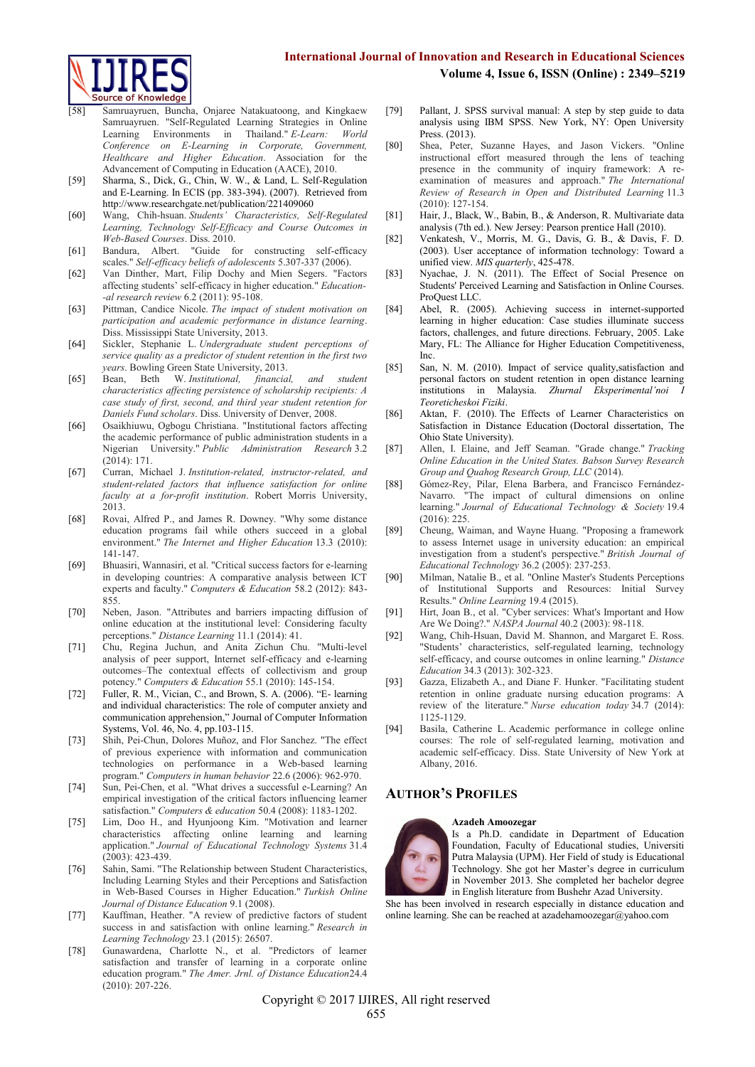[58] Samruayruen, Buncha, Onjaree Natakuatoong, and Kingkaew Samruayruen. "Self-Regulated Learning Strategies in Online Learning Environments in Thailand." *E-Learn: World Conference on E-Learning in Corporate, Government, Healthcare and Higher Education*. Association for the Advancement of Computing in Education (AACE), 2010.

[59] Sharma, S., Dick, G., Chin, W. W., & Land, L. Self-Regulation and E-Learning. In ECIS (pp. 383-394). (2007). Retrieved from http://www.researchgate.net/publication/221409060

[60] Wang, Chih-hsuan. *Students' Characteristics, Self-Regulated Learning, Technology Self-Efficacy and Course Outcomes in Web-Based Courses*. Diss. 2010.

[61] Bandura, Albert. "Guide for constructing self-efficacy scales." *Self-efficacy beliefs of adolescents* 5.307-337 (2006).

[62] Van Dinther, Mart, Filip Dochy and Mien Segers. "Factors affecting students' self-efficacy in higher education." *Education--al research review* 6.2 (2011): 95-108.

[63] Pittman, Candice Nicole. *The impact of student motivation on participation and academic performance in distance learning*. Diss. Mississippi State University, 2013.

[64] Sickler, Stephanie L. *Undergraduate student perceptions of service quality as a predictor of student retention in the first two years*. Bowling Green State University, 2013.

[65] Bean, Beth W. *Institutional, financial, and student characteristics affecting persistence of scholarship recipients: A case study of first, second, and third year student retention for Daniels Fund scholars*. Diss. University of Denver, 2008.

[66] Osaikhiuwu, Ogbogu Christiana. "Institutional factors affecting the academic performance of public administration students in a Nigerian University." *Public Administration Research* 3.2 (2014): 171.

[67] Curran, Michael J. *Institution-related, instructor-related, and student-related factors that influence satisfaction for online faculty at a for-profit institution*. Robert Morris University, 2013.

[68] Rovai, Alfred P., and James R. Downey. "Why some distance education programs fail while others succeed in a global environment." *The Internet and Higher Education* 13.3 (2010): 141-147.

[69] Bhuasiri, Wannasiri, et al. "Critical success factors for e-learning in developing countries: A comparative analysis between ICT experts and faculty." *Computers & Education* 58.2 (2012): 843-855.

[70] Neben, Jason. "Attributes and barriers impacting diffusion of online education at the institutional level: Considering faculty perceptions." *Distance Learning* 11.1 (2014): 41.

[71] Chu, Regina Juchun, and Anita Zichun Chu. "Multi-level analysis of peer support, Internet self-efficacy and e-learning outcomes–The contextual effects of collectivism and group potency." *Computers & Education* 55.1 (2010): 145-154.

[72] Fuller, R. M., Vician, C., and Brown, S. A. (2006). "E- learning and individual characteristics: The role of computer anxiety and communication apprehension," Journal of Computer Information Systems, Vol. 46, No. 4, pp.103-115.

[73] Shih, Pei-Chun, Dolores Muñoz, and Flor Sanchez. "The effect of previous experience with information and communication technologies on performance in a Web-based learning program." *Computers in human behavior* 22.6 (2006): 962-970.

[74] Sun, Pei-Chen, et al. "What drives a successful e-Learning? An empirical investigation of the critical factors influencing learner satisfaction." *Computers & education* 50.4 (2008): 1183-1202.

[75] Lim, Doo H., and Hyunjoong Kim. "Motivation and learner characteristics affecting online learning and learning application." *Journal of Educational Technology Systems* 31.4 (2003): 423-439.

[76] Sahin, Sami. "The Relationship between Student Characteristics, Including Learning Styles and their Perceptions and Satisfaction in Web-Based Courses in Higher Education." *Turkish Online Journal of Distance Education* 9.1 (2008).

[77] Kauffman, Heather. "A review of predictive factors of student success in and satisfaction with online learning." *Research in Learning Technology* 23.1 (2015): 26507.

[78] Gunawardena, Charlotte N., et al. "Predictors of learner satisfaction and transfer of learning in a corporate online education program." *The Amer. Jrnl. of Distance Education*24.4 (2010): 207-226.

[79] Pallant, J. SPSS survival manual: A step by step guide to data analysis using IBM SPSS. New York, NY: Open University Press. (2013).

[80] Shea, Peter, Suzanne Hayes, and Jason Vickers. "Online instructional effort measured through the lens of teaching presence in the community of inquiry framework: A re-examination of measures and approach." *The International Review of Research in Open and Distributed Learning* 11.3 (2010): 127-154.

[81] Hair, J., Black, W., Babin, B., & Anderson, R. Multivariate data analysis (7th ed.). New Jersey: Pearson prentice Hall (2010).

[82] Venkatesh, V., Morris, M. G., Davis, G. B., & Davis, F. D. (2003). User acceptance of information technology: Toward a unified view. *MIS quarterly*, 425-478.

[83] Nyachae, J. N. (2011). The Effect of Social Presence on Students' Perceived Learning and Satisfaction in Online Courses. ProQuest LLC.

[84] Abel, R. (2005). Achieving success in internet-supported learning in higher education: Case studies illuminate success factors, challenges, and future directions. February, 2005. Lake Mary, FL: The Alliance for Higher Education Competitiveness, Inc.

[85] San, N. M. (2010). Impact of service quality,satisfaction and personal factors on student retention in open distance learning institutions in Malaysia. *Zhurnal Eksperimental'noi I Teoreticheskoi Fiziki*.

[86] Aktan, F. (2010). The Effects of Learner Characteristics on Satisfaction in Distance Education (Doctoral dissertation, The Ohio State University).

[87] Allen, I. Elaine, and Jeff Seaman. "Grade change." *Tracking Online Education in the United States. Babson Survey Research Group and Quahog Research Group, LLC* (2014).

[88] Gómez-Rey, Pilar, Elena Barbera, and Francisco Fernández-Navarro. "The impact of cultural dimensions on online learning." *Journal of Educational Technology & Society* 19.4 (2016): 225.

[89] Cheung, Waiman, and Wayne Huang. "Proposing a framework to assess Internet usage in university education: an empirical investigation from a student's perspective." *British Journal of Educational Technology* 36.2 (2005): 237-253.

[90] Milman, Natalie B., et al. "Online Master's Students Perceptions of Institutional Supports and Resources: Initial Survey Results." *Online Learning* 19.4 (2015).

[91] Hirt, Joan B., et al. "Cyber services: What's Important and How Are We Doing?." *NASPA Journal* 40.2 (2003): 98-118.

[92] Wang, Chih-Hsuan, David M. Shannon, and Margaret E. Ross. "Students' characteristics, self-regulated learning, technology self-efficacy, and course outcomes in online learning." *Distance Education* 34.3 (2013): 302-323.

[93] Gazza, Elizabeth A., and Diane F. Hunker. "Facilitating student retention in online graduate nursing education programs: A review of the literature." *Nurse education today* 34.7 (2014): 1125-1129.

[94] Basila, Catherine L. Academic performance in college online courses: The role of self-regulated learning, motivation and academic self-efficacy. Diss. State University of New York at Albany, 2016.

## AUTHOR'S PROFILES

**Azadeh Amoozegar**

Is a Ph.D. candidate in Department of Education Foundation, Faculty of Educational studies, Universiti Putra Malaysia (UPM). Her Field of study is Educational Technology. She got her Master's degree in curriculum in November 2013. She completed her bachelor degree in English literature from Bushehr Azad University. She has been involved in research especially in distance education and online learning. She can be reached at azadehamoozegar@yahoo.com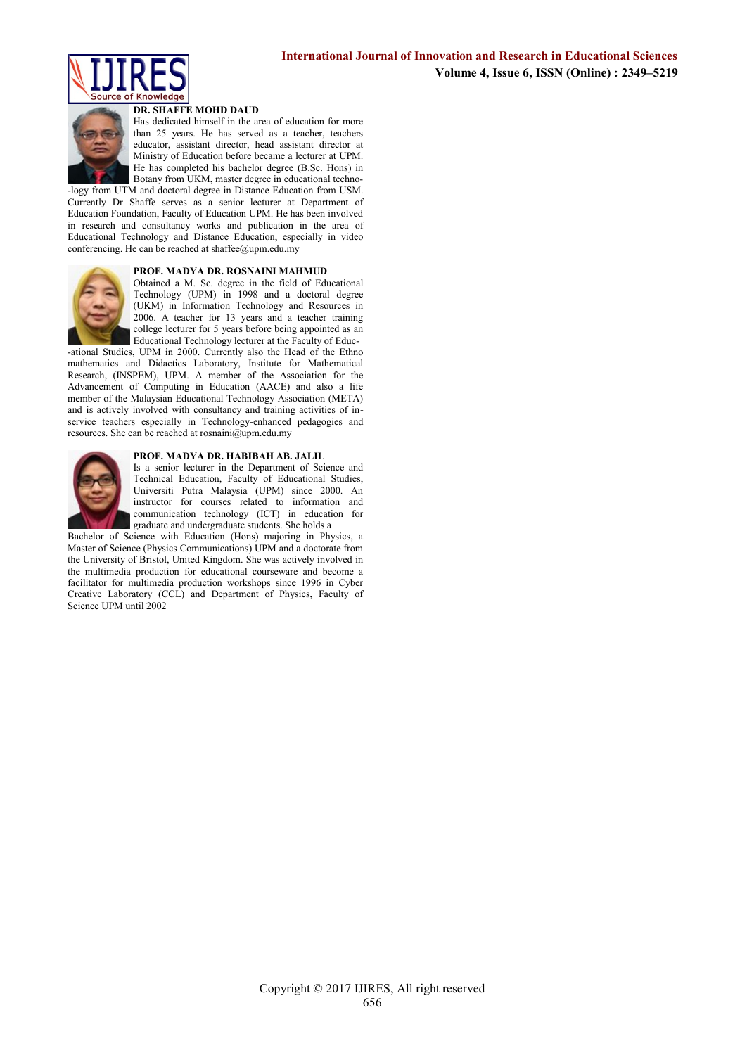**DR. SHAFFE MOHD DAUD**

Has dedicated himself in the area of education for more than 25 years. He has served as a teacher, teachers educator, assistant director, head assistant director at Ministry of Education before became a lecturer at UPM. He has completed his bachelor degree (B.Sc. Hons) in Botany from UKM, master degree in educational techno-logy from UTM and doctoral degree in Distance Education from USM. Currently Dr Shaffe serves as a senior lecturer at Department of Education Foundation, Faculty of Education UPM. He has been involved in research and consultancy works and publication in the area of Educational Technology and Distance Education, especially in video conferencing. He can be reached at shaffee@upm.edu.my

**PROF. MADYA DR. ROSNAINI MAHMUD**

Obtained a M. Sc. degree in the field of Educational Technology (UPM) in 1998 and a doctoral degree (UKM) in Information Technology and Resources in 2006. A teacher for 13 years and a teacher training college lecturer for 5 years before being appointed as an Educational Technology lecturer at the Faculty of Educ-ational Studies, UPM in 2000. Currently also the Head of the Ethno mathematics and Didactics Laboratory, Institute for Mathematical Research, (INSPEM), UPM. A member of the Association for the Advancement of Computing in Education (AACE) and also a life member of the Malaysian Educational Technology Association (META) and is actively involved with consultancy and training activities of in-service teachers especially in Technology-enhanced pedagogies and resources. She can be reached at rosnaini@upm.edu.my

**PROF. MADYA DR. HABIBAH AB. JALIL**

Is a senior lecturer in the Department of Science and Technical Education, Faculty of Educational Studies, Universiti Putra Malaysia (UPM) since 2000. An instructor for courses related to information and communication technology (ICT) in education for graduate and undergraduate students. She holds a Bachelor of Science with Education (Hons) majoring in Physics, a Master of Science (Physics Communications) UPM and a doctorate from the University of Bristol, United Kingdom. She was actively involved in the multimedia production for educational courseware and become a facilitator for multimedia production workshops since 1996 in Cyber Creative Laboratory (CCL) and Department of Physics, Faculty of Science UPM until 2002